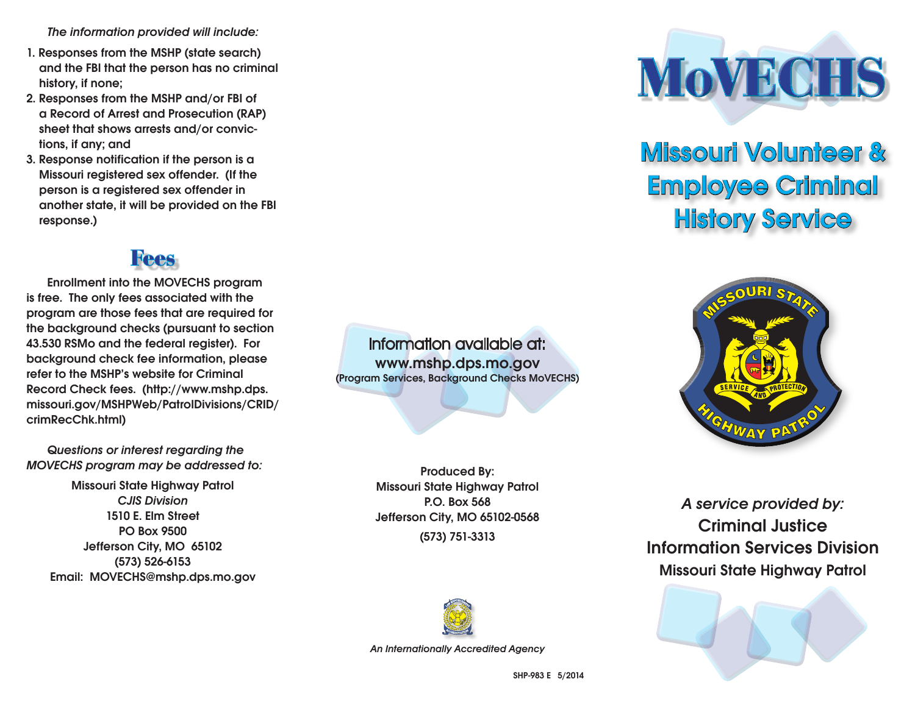*The information provided will include:*

1. Responses from the MSHP (state search) and the FBI that the person has no criminal history, if none;
2. Responses from the MSHP and/or FBI of a Record of Arrest and Prosecution (RAP) sheet that shows arrests and/or convictions, if any; and
3. Response notification if the person is a Missouri registered sex offender. (If the person is a registered sex offender in another state, it will be provided on the FBI response.)

## Fees

Enrollment into the MOVECHS program is free. The only fees associated with the program are those fees that are required for the background checks (pursuant to section 43.530 RSMo and the federal register). For background check fee information, please refer to the MSHP's website for Criminal Record Check fees. (http://www.mshp.dps.missouri.gov/MSHPWeb/PatrolDivisions/CRID/crimRecChk.html)

*Questions or interest regarding the MOVECHS program may be addressed to:*

Missouri State Highway Patrol
*CJIS Division*
1510 E. Elm Street
PO Box 9500
Jefferson City, MO 65102
(573) 526-6153
Email: MOVECHS@mshp.dps.mo.gov

Information available at:
**www.mshp.dps.mo.gov**
(Program Services, Background Checks MoVECHS)

Produced By:
Missouri State Highway Patrol
P.O. Box 568
Jefferson City, MO 65102-0568
(573) 751-3313

*An Internationally Accredited Agency*

SHP-983 E 5/2014

# MoVECHS

## Missouri Volunteer & Employee Criminal History Service

*A service provided by:*
**Criminal Justice Information Services Division**
**Missouri State Highway Patrol**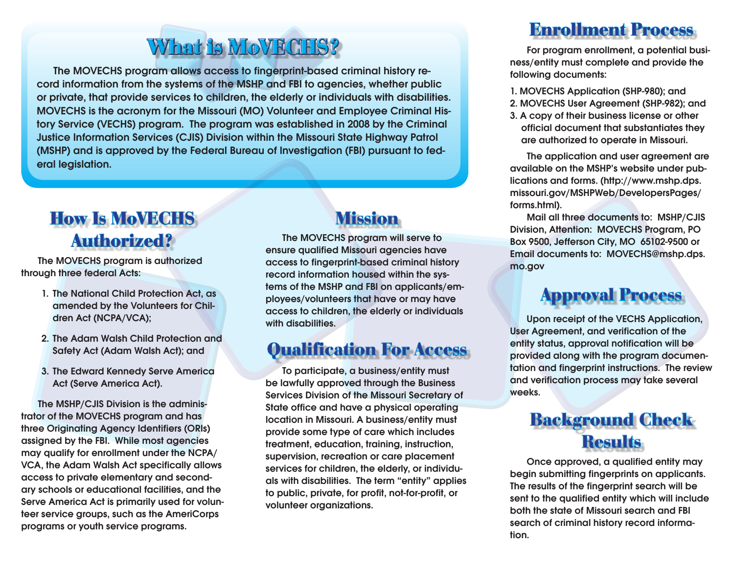# What is MoVECHS?

The MOVECHS program allows access to fingerprint-based criminal history record information from the systems of the MSHP and FBI to agencies, whether public or private, that provide services to children, the elderly or individuals with disabilities. MOVECHS is the acronym for the Missouri (MO) Volunteer and Employee Criminal History Service (VECHS) program. The program was established in 2008 by the Criminal Justice Information Services (CJIS) Division within the Missouri State Highway Patrol (MSHP) and is approved by the Federal Bureau of Investigation (FBI) pursuant to federal legislation.

## How Is MoVECHS Authorized?

The MOVECHS program is authorized through three federal Acts:

1. The National Child Protection Act, as amended by the Volunteers for Children Act (NCPA/VCA);
2. The Adam Walsh Child Protection and Safety Act (Adam Walsh Act); and
3. The Edward Kennedy Serve America Act (Serve America Act).

The MSHP/CJIS Division is the administrator of the MOVECHS program and has three Originating Agency Identifiers (ORIs) assigned by the FBI. While most agencies may qualify for enrollment under the NCPA/VCA, the Adam Walsh Act specifically allows access to private elementary and secondary schools or educational facilities, and the Serve America Act is primarily used for volunteer service groups, such as the AmeriCorps programs or youth service programs.

## Mission

The MOVECHS program will serve to ensure qualified Missouri agencies have access to fingerprint-based criminal history record information housed within the systems of the MSHP and FBI on applicants/employees/volunteers that have or may have access to children, the elderly or individuals with disabilities.

## Qualification For Access

To participate, a business/entity must be lawfully approved through the Business Services Division of the Missouri Secretary of State office and have a physical operating location in Missouri. A business/entity must provide some type of care which includes treatment, education, training, instruction, supervision, recreation or care placement services for children, the elderly, or individuals with disabilities. The term "entity" applies to public, private, for profit, not-for-profit, or volunteer organizations.

## Enrollment Process

For program enrollment, a potential business/entity must complete and provide the following documents:

1. MOVECHS Application (SHP-980); and
2. MOVECHS User Agreement (SHP-982); and
3. A copy of their business license or other official document that substantiates they are authorized to operate in Missouri.

The application and user agreement are available on the MSHP's website under publications and forms. (http://www.mshp.dps.missouri.gov/MSHPWeb/DevelopersPages/forms.html).

Mail all three documents to: MSHP/CJIS Division, Attention: MOVECHS Program, PO Box 9500, Jefferson City, MO 65102-9500 or Email documents to: MOVECHS@mshp.dps.mo.gov

## Approval Process

Upon receipt of the VECHS Application, User Agreement, and verification of the entity status, approval notification will be provided along with the program documentation and fingerprint instructions. The review and verification process may take several weeks.

## Background Check Results

Once approved, a qualified entity may begin submitting fingerprints on applicants. The results of the fingerprint search will be sent to the qualified entity which will include both the state of Missouri search and FBI search of criminal history record information.